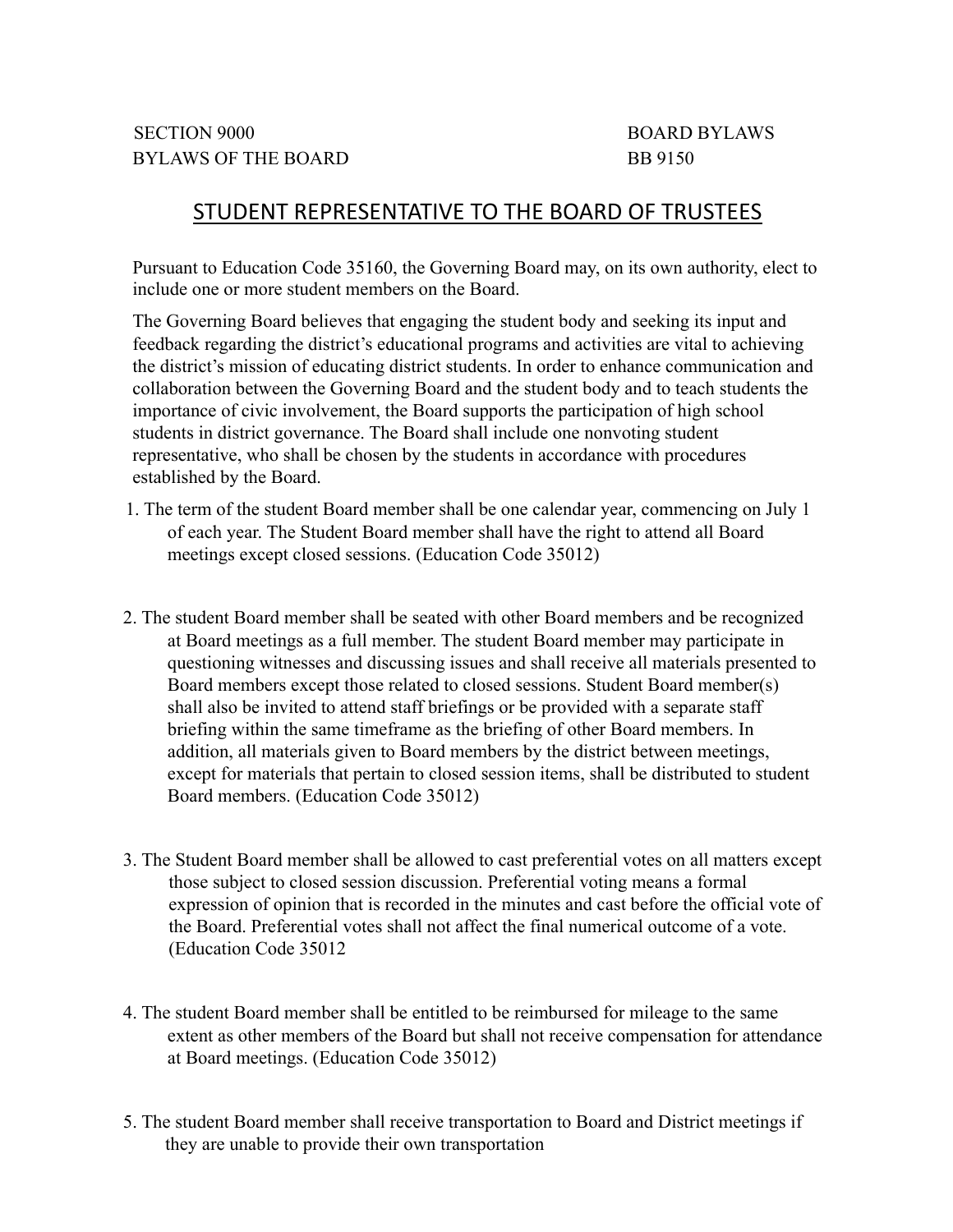SECTION 9000 BOARD BYLAWS
BYLAWS OF THE BOARD BB 9150

# STUDENT REPRESENTATIVE TO THE BOARD OF TRUSTEES

Pursuant to Education Code 35160, the Governing Board may, on its own authority, elect to include one or more student members on the Board.

The Governing Board believes that engaging the student body and seeking its input and feedback regarding the district's educational programs and activities are vital to achieving the district's mission of educating district students. In order to enhance communication and collaboration between the Governing Board and the student body and to teach students the importance of civic involvement, the Board supports the participation of high school students in district governance. The Board shall include one nonvoting student representative, who shall be chosen by the students in accordance with procedures established by the Board.

1. The term of the student Board member shall be one calendar year, commencing on July 1 of each year. The Student Board member shall have the right to attend all Board meetings except closed sessions. (Education Code 35012)

2. The student Board member shall be seated with other Board members and be recognized at Board meetings as a full member. The student Board member may participate in questioning witnesses and discussing issues and shall receive all materials presented to Board members except those related to closed sessions. Student Board member(s) shall also be invited to attend staff briefings or be provided with a separate staff briefing within the same timeframe as the briefing of other Board members. In addition, all materials given to Board members by the district between meetings, except for materials that pertain to closed session items, shall be distributed to student Board members. (Education Code 35012)

3. The Student Board member shall be allowed to cast preferential votes on all matters except those subject to closed session discussion. Preferential voting means a formal expression of opinion that is recorded in the minutes and cast before the official vote of the Board. Preferential votes shall not affect the final numerical outcome of a vote. (Education Code 35012

4. The student Board member shall be entitled to be reimbursed for mileage to the same extent as other members of the Board but shall not receive compensation for attendance at Board meetings. (Education Code 35012)

5. The student Board member shall receive transportation to Board and District meetings if they are unable to provide their own transportation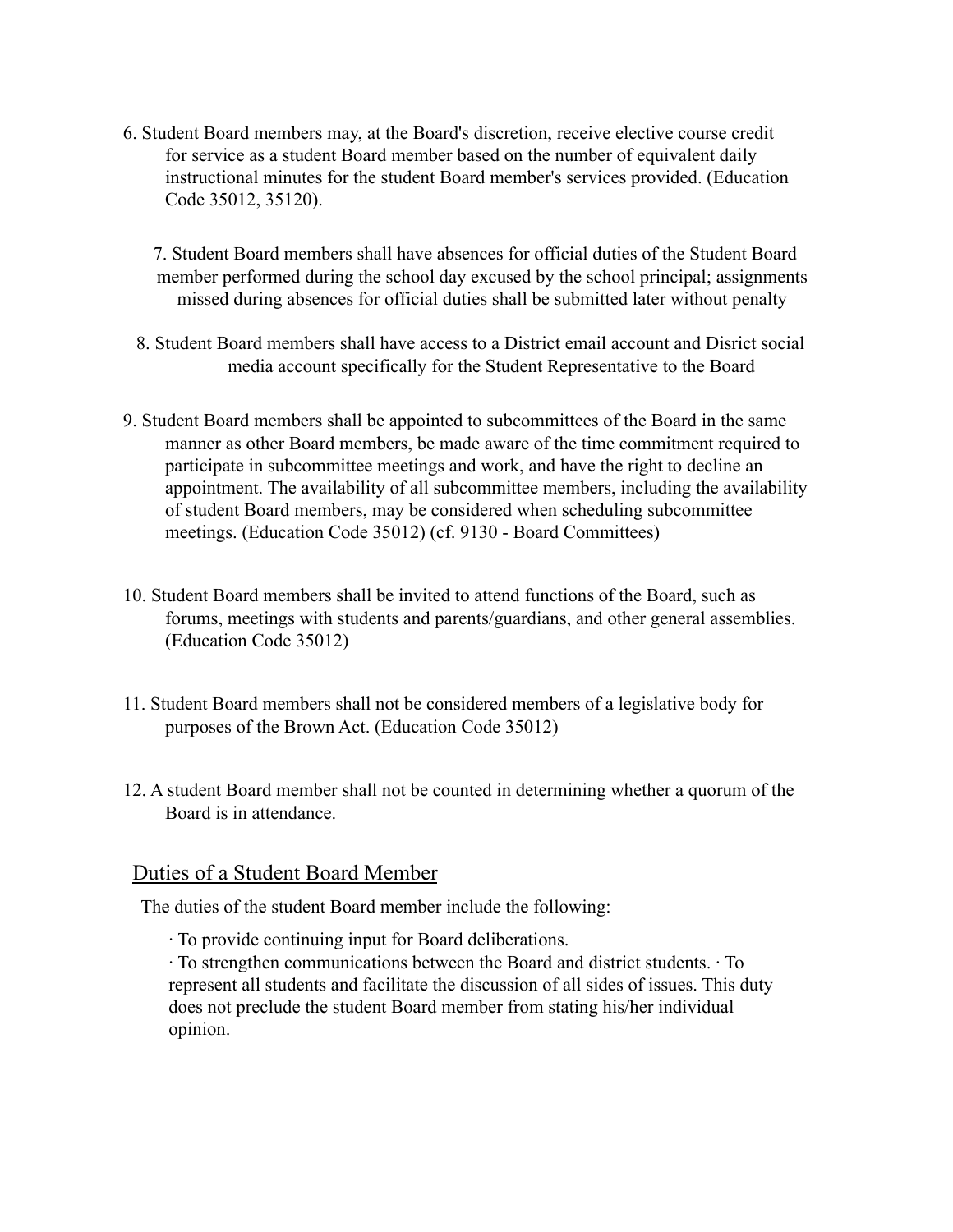6. Student Board members may, at the Board's discretion, receive elective course credit for service as a student Board member based on the number of equivalent daily instructional minutes for the student Board member's services provided. (Education Code 35012, 35120).

7. Student Board members shall have absences for official duties of the Student Board member performed during the school day excused by the school principal; assignments missed during absences for official duties shall be submitted later without penalty

8. Student Board members shall have access to a District email account and Disrict social media account specifically for the Student Representative to the Board

9. Student Board members shall be appointed to subcommittees of the Board in the same manner as other Board members, be made aware of the time commitment required to participate in subcommittee meetings and work, and have the right to decline an appointment. The availability of all subcommittee members, including the availability of student Board members, may be considered when scheduling subcommittee meetings. (Education Code 35012) (cf. 9130 - Board Committees)

10. Student Board members shall be invited to attend functions of the Board, such as forums, meetings with students and parents/guardians, and other general assemblies. (Education Code 35012)

11. Student Board members shall not be considered members of a legislative body for purposes of the Brown Act. (Education Code 35012)

12. A student Board member shall not be counted in determining whether a quorum of the Board is in attendance.

## Duties of a Student Board Member

The duties of the student Board member include the following:

· To provide continuing input for Board deliberations.
· To strengthen communications between the Board and district students. · To represent all students and facilitate the discussion of all sides of issues. This duty does not preclude the student Board member from stating his/her individual opinion.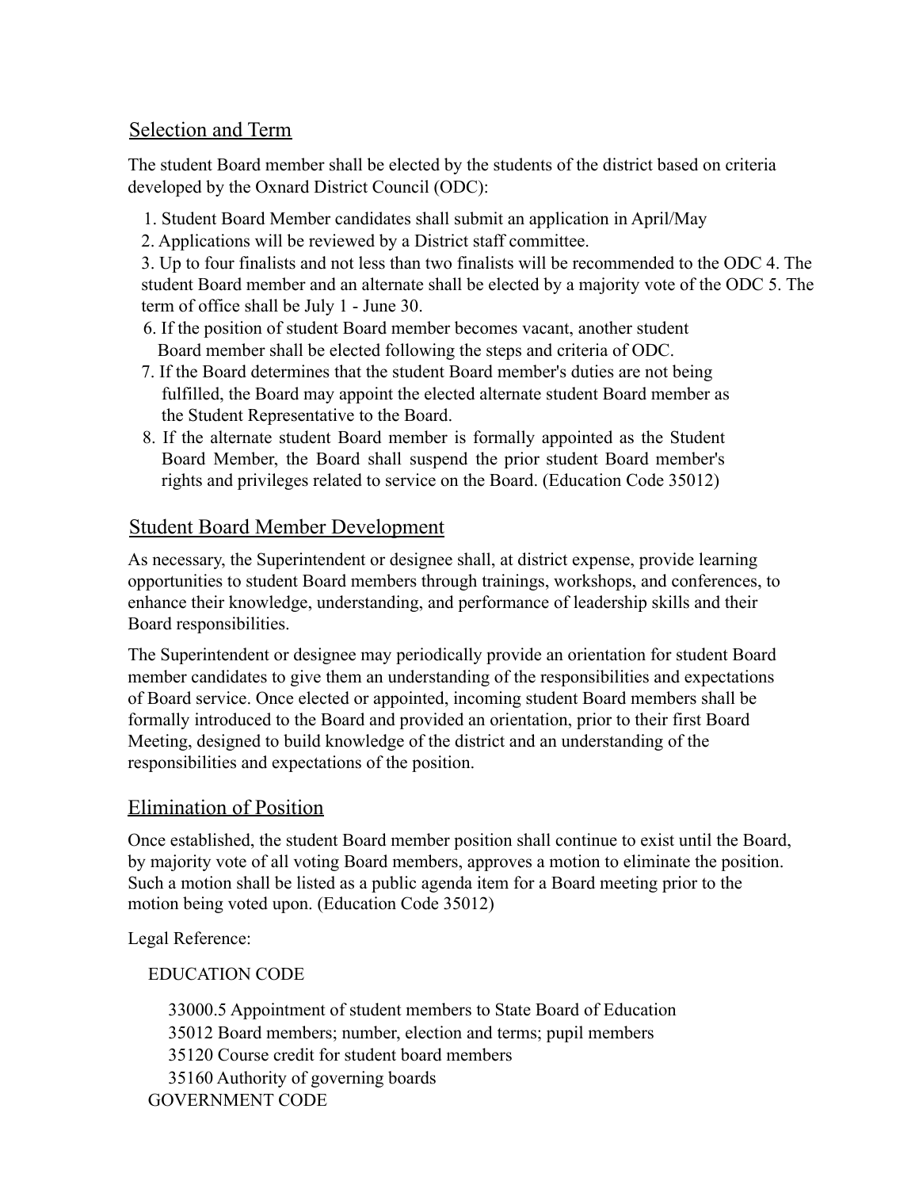## Selection and Term

The student Board member shall be elected by the students of the district based on criteria developed by the Oxnard District Council (ODC):

1. Student Board Member candidates shall submit an application in April/May
2. Applications will be reviewed by a District staff committee.
3. Up to four finalists and not less than two finalists will be recommended to the ODC 4. The student Board member and an alternate shall be elected by a majority vote of the ODC 5. The term of office shall be July 1 - June 30.
6. If the position of student Board member becomes vacant, another student Board member shall be elected following the steps and criteria of ODC.
7. If the Board determines that the student Board member's duties are not being fulfilled, the Board may appoint the elected alternate student Board member as the Student Representative to the Board.
8. If the alternate student Board member is formally appointed as the Student Board Member, the Board shall suspend the prior student Board member's rights and privileges related to service on the Board. (Education Code 35012)

## Student Board Member Development

As necessary, the Superintendent or designee shall, at district expense, provide learning opportunities to student Board members through trainings, workshops, and conferences, to enhance their knowledge, understanding, and performance of leadership skills and their Board responsibilities.

The Superintendent or designee may periodically provide an orientation for student Board member candidates to give them an understanding of the responsibilities and expectations of Board service. Once elected or appointed, incoming student Board members shall be formally introduced to the Board and provided an orientation, prior to their first Board Meeting, designed to build knowledge of the district and an understanding of the responsibilities and expectations of the position.

## Elimination of Position

Once established, the student Board member position shall continue to exist until the Board, by majority vote of all voting Board members, approves a motion to eliminate the position. Such a motion shall be listed as a public agenda item for a Board meeting prior to the motion being voted upon. (Education Code 35012)

Legal Reference:

EDUCATION CODE

33000.5 Appointment of student members to State Board of Education
35012 Board members; number, election and terms; pupil members
35120 Course credit for student board members
35160 Authority of governing boards

GOVERNMENT CODE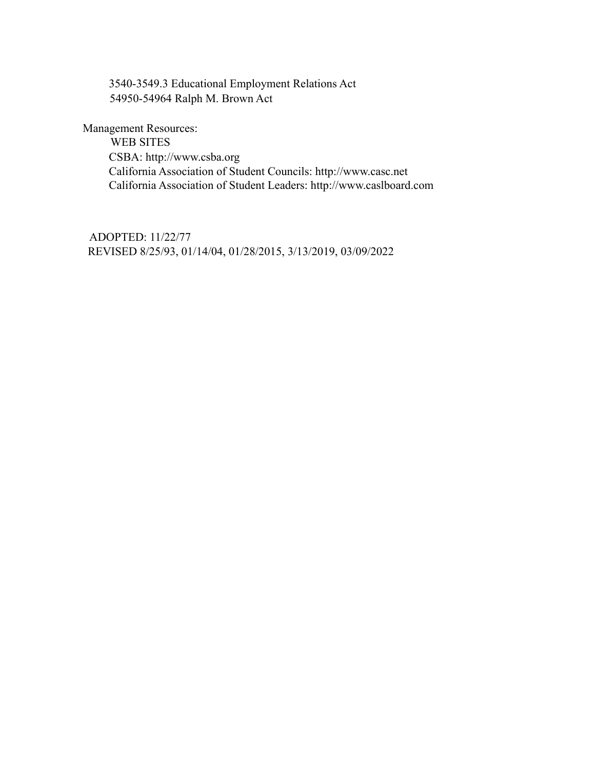3540-3549.3 Educational Employment Relations Act
54950-54964 Ralph M. Brown Act

Management Resources:

WEB SITES
CSBA: http://www.csba.org
California Association of Student Councils: http://www.casc.net
California Association of Student Leaders: http://www.caslboard.com

ADOPTED: 11/22/77
REVISED 8/25/93, 01/14/04, 01/28/2015, 3/13/2019, 03/09/2022